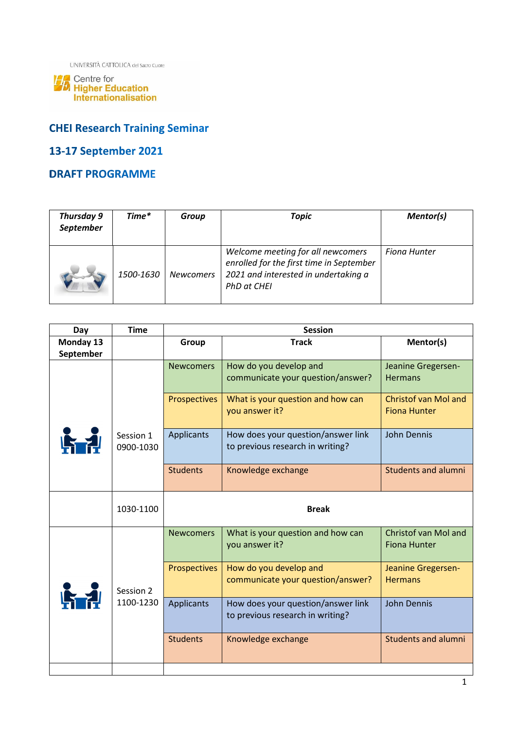UNIVERSITÀ CATTOLICA del Sacro Cuore

Centre for Higher Education Internationalisation

## CHEI Research Training Seminar

## 13-17 September 2021

## DRAFT PROGRAMME

| *Thursday 9 September* | *Time** | *Group* | *Topic* | *Mentor(s)* |
|---|---|---|---|---|
| | *1500-1630* | *Newcomers* | *Welcome meeting for all newcomers enrolled for the first time in September 2021 and interested in undertaking a PhD at CHEI* | *Fiona Hunter* |

| **Day** | **Time** | **Session** | | |
|---|---|---|---|---|
| **Monday 13 September** | | **Group** | **Track** | **Mentor(s)** |
| | Session 1 0900-1030 | Newcomers | How do you develop and communicate your question/answer? | Jeanine Gregersen-Hermans |
| | | Prospectives | What is your question and how can you answer it? | Christof van Mol and Fiona Hunter |
| | | Applicants | How does your question/answer link to previous research in writing? | John Dennis |
| | | Students | Knowledge exchange | Students and alumni |
| | 1030-1100 | **Break** | | |
| | Session 2 1100-1230 | Newcomers | What is your question and how can you answer it? | Christof van Mol and Fiona Hunter |
| | | Prospectives | How do you develop and communicate your question/answer? | Jeanine Gregersen-Hermans |
| | | Applicants | How does your question/answer link to previous research in writing? | John Dennis |
| | | Students | Knowledge exchange | Students and alumni |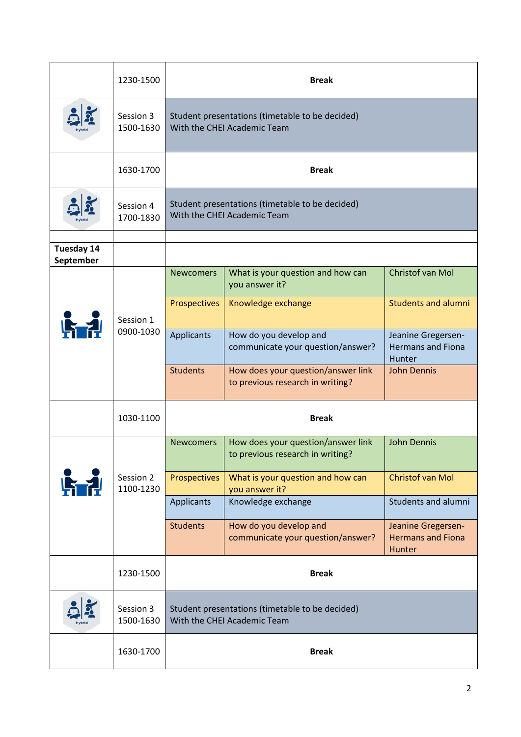| | | | | |
|---|---|---|---|---|
| | 1230-1500 | **Break** | | |
| Hybrid | Session 3<br>1500-1630 | Student presentations (timetable to be decided)<br>With the CHEI Academic Team | | |
| | 1630-1700 | **Break** | | |
| Hybrid | Session 4<br>1700-1830 | Student presentations (timetable to be decided)<br>With the CHEI Academic Team | | |
| | | | | |
| **Tuesday 14 September** | | | | |
| | Session 1<br>0900-1030 | Newcomers | What is your question and how can you answer it? | Christof van Mol |
| | | Prospectives | Knowledge exchange | Students and alumni |
| | | Applicants | How do you develop and communicate your question/answer? | Jeanine Gregersen-Hermans and Fiona Hunter |
| | | Students | How does your question/answer link to previous research in writing? | John Dennis |
| | 1030-1100 | **Break** | | |
| | Session 2<br>1100-1230 | Newcomers | How does your question/answer link to previous research in writing? | John Dennis |
| | | Prospectives | What is your question and how can you answer it? | Christof van Mol |
| | | Applicants | Knowledge exchange | Students and alumni |
| | | Students | How do you develop and communicate your question/answer? | Jeanine Gregersen-Hermans and Fiona Hunter |
| | 1230-1500 | **Break** | | |
| Hybrid | Session 3<br>1500-1630 | Student presentations (timetable to be decided)<br>With the CHEI Academic Team | | |
| | 1630-1700 | **Break** | | |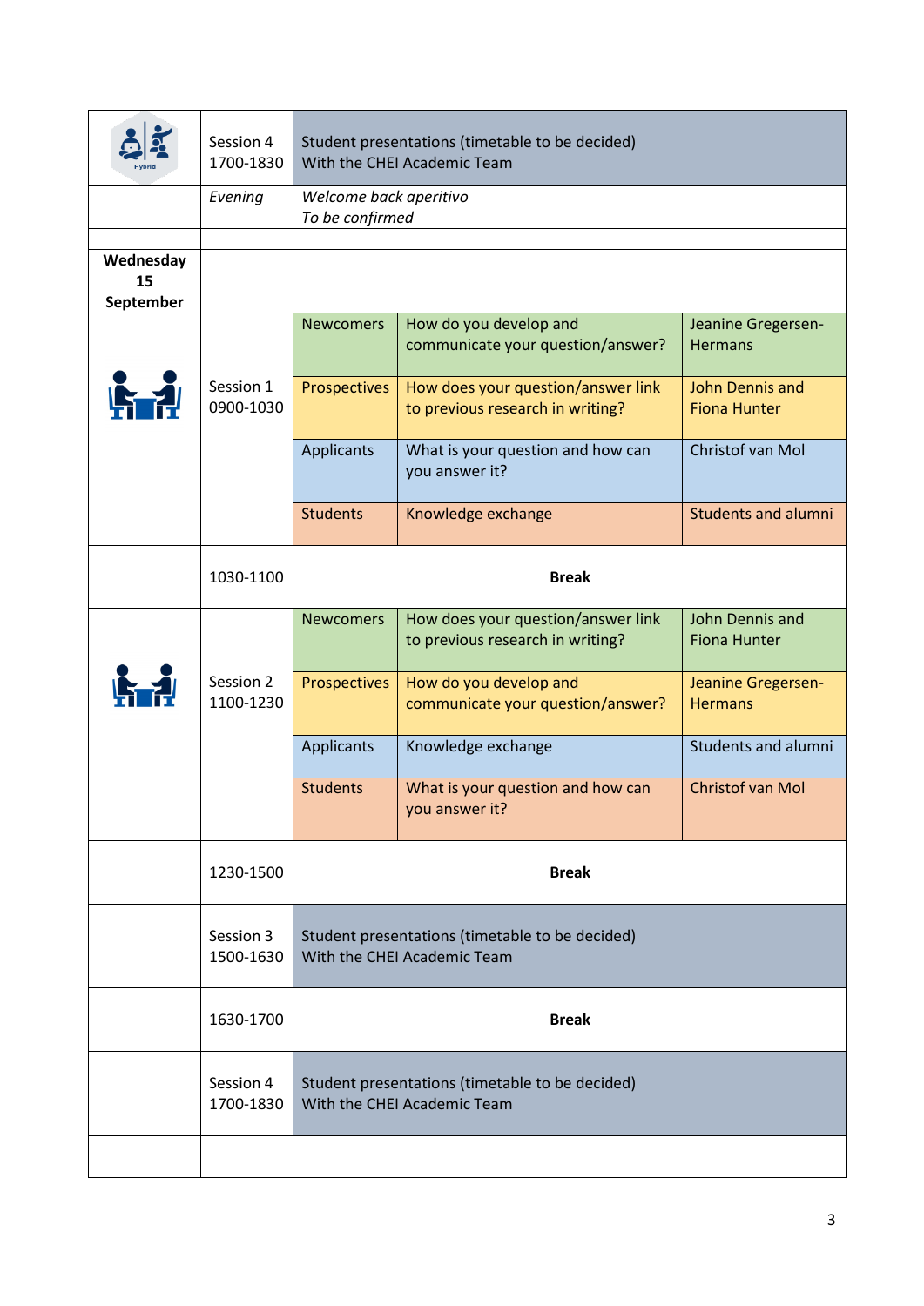| | | | | |
|---|---|---|---|---|
| | Session 4<br>1700-1830 | Student presentations (timetable to be decided)<br>With the CHEI Academic Team | | |
| | *Evening* | *Welcome back aperitivo*<br>*To be confirmed* | | |
| | | | | |
| **Wednesday 15 September** | | | | |
| | Session 1<br>0900-1030 | Newcomers | How do you develop and communicate your question/answer? | Jeanine Gregersen-Hermans |
| | | Prospectives | How does your question/answer link to previous research in writing? | John Dennis and Fiona Hunter |
| | | Applicants | What is your question and how can you answer it? | Christof van Mol |
| | | Students | Knowledge exchange | Students and alumni |
| | 1030-1100 | **Break** | | |
| | Session 2<br>1100-1230 | Newcomers | How does your question/answer link to previous research in writing? | John Dennis and Fiona Hunter |
| | | Prospectives | How do you develop and communicate your question/answer? | Jeanine Gregersen-Hermans |
| | | Applicants | Knowledge exchange | Students and alumni |
| | | Students | What is your question and how can you answer it? | Christof van Mol |
| | 1230-1500 | **Break** | | |
| | Session 3<br>1500-1630 | Student presentations (timetable to be decided)<br>With the CHEI Academic Team | | |
| | 1630-1700 | **Break** | | |
| | Session 4<br>1700-1830 | Student presentations (timetable to be decided)<br>With the CHEI Academic Team | | |
| | | | | |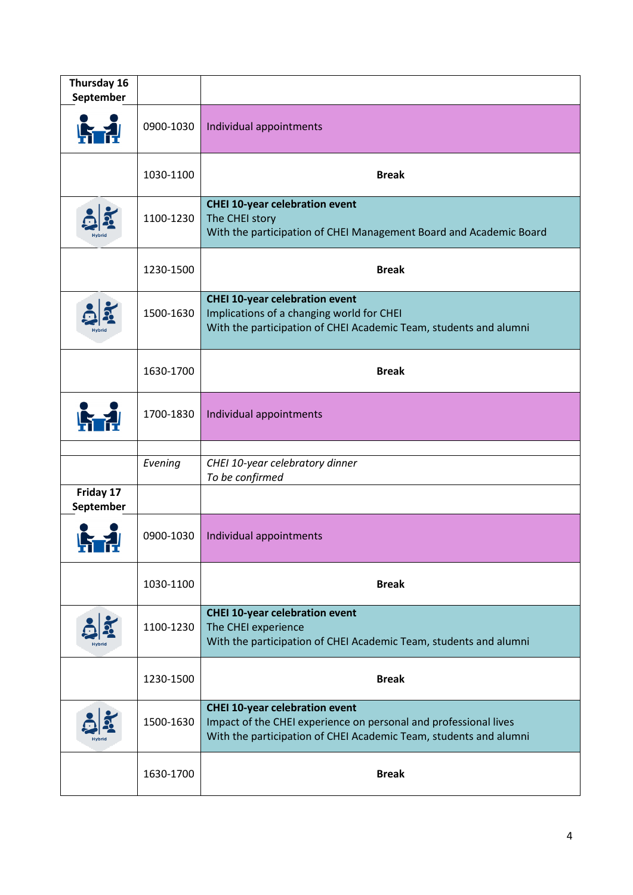| Thursday 16 September | | |
|---|---|---|
| | 0900-1030 | Individual appointments |
| | 1030-1100 | **Break** |
| Hybrid | 1100-1230 | **CHEI 10-year celebration event**<br>The CHEI story<br>With the participation of CHEI Management Board and Academic Board |
| | 1230-1500 | **Break** |
| Hybrid | 1500-1630 | **CHEI 10-year celebration event**<br>Implications of a changing world for CHEI<br>With the participation of CHEI Academic Team, students and alumni |
| | 1630-1700 | **Break** |
| | 1700-1830 | Individual appointments |
| | | |
| | *Evening* | *CHEI 10-year celebratory dinner*<br>*To be confirmed* |
| **Friday 17 September** | | |
| | 0900-1030 | Individual appointments |
| | 1030-1100 | **Break** |
| Hybrid | 1100-1230 | **CHEI 10-year celebration event**<br>The CHEI experience<br>With the participation of CHEI Academic Team, students and alumni |
| | 1230-1500 | **Break** |
| Hybrid | 1500-1630 | **CHEI 10-year celebration event**<br>Impact of the CHEI experience on personal and professional lives<br>With the participation of CHEI Academic Team, students and alumni |
| | 1630-1700 | **Break** |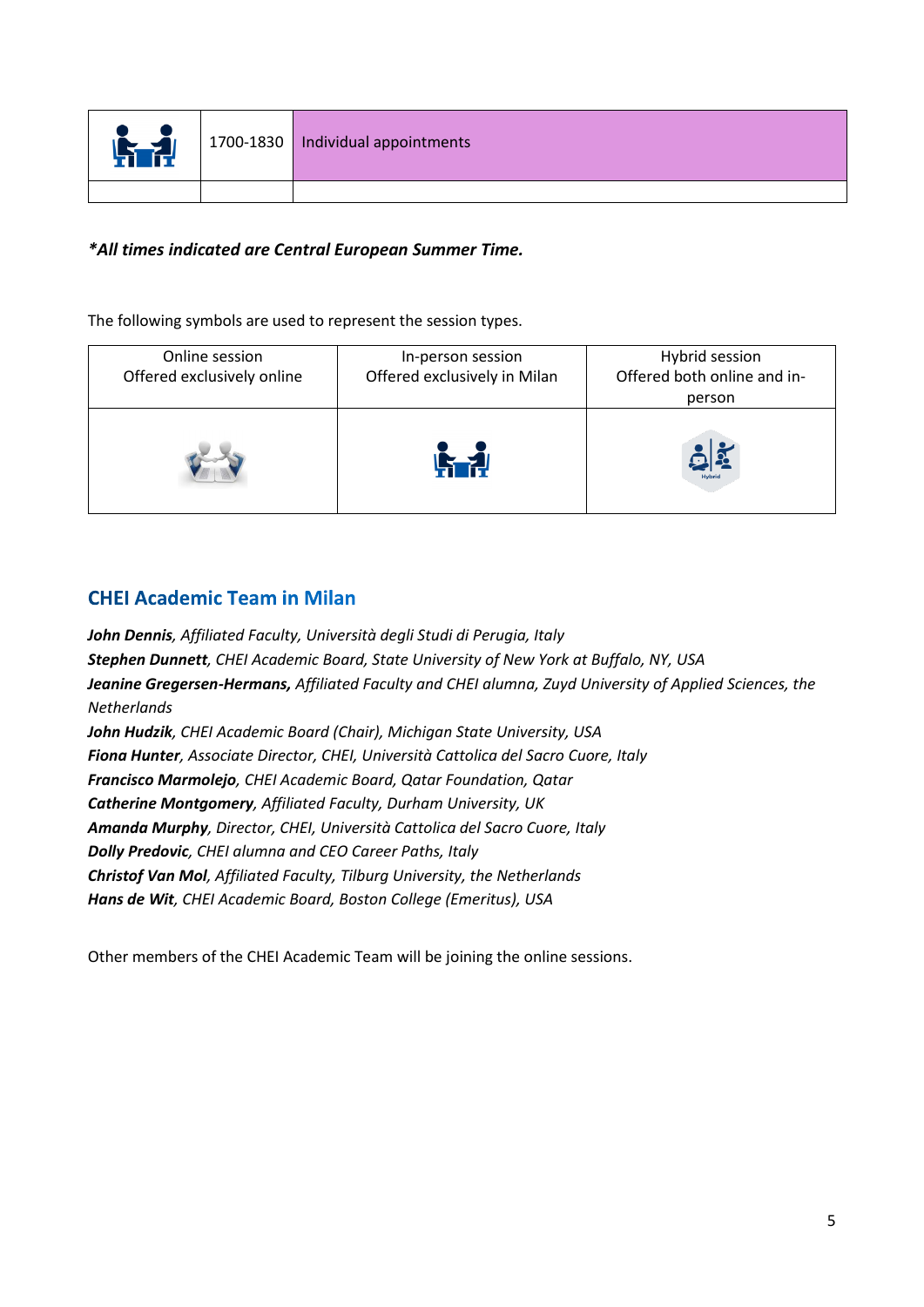| | | |
|---|---|---|
| | 1700-1830 | Individual appointments |
| | | |

***All times indicated are Central European Summer Time.***

The following symbols are used to represent the session types.

| Online session<br>Offered exclusively online | In-person session<br>Offered exclusively in Milan | Hybrid session<br>Offered both online and in-person |
|---|---|---|
| | | |

## CHEI Academic Team in Milan

***John Dennis****, Affiliated Faculty, Università degli Studi di Perugia, Italy*
***Stephen Dunnett****, CHEI Academic Board, State University of New York at Buffalo, NY, USA*
***Jeanine Gregersen-Hermans,*** *Affiliated Faculty and CHEI alumna, Zuyd University of Applied Sciences, the Netherlands*
***John Hudzik****, CHEI Academic Board (Chair), Michigan State University, USA*
***Fiona Hunter****, Associate Director, CHEI, Università Cattolica del Sacro Cuore, Italy*
***Francisco Marmolejo****, CHEI Academic Board, Qatar Foundation, Qatar*
***Catherine Montgomery****, Affiliated Faculty, Durham University, UK*
***Amanda Murphy****, Director, CHEI, Università Cattolica del Sacro Cuore, Italy*
***Dolly Predovic****, CHEI alumna and CEO Career Paths, Italy*
***Christof Van Mol****, Affiliated Faculty, Tilburg University, the Netherlands*
***Hans de Wit****, CHEI Academic Board, Boston College (Emeritus), USA*

Other members of the CHEI Academic Team will be joining the online sessions.